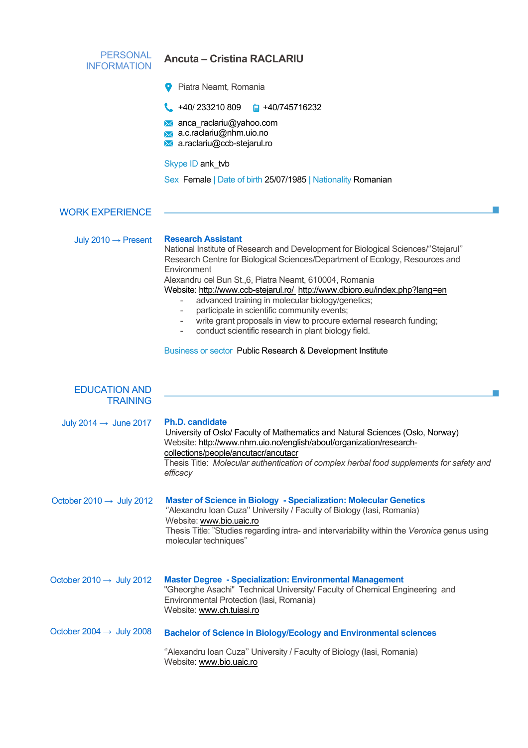## PERSONAL INFORMATION

# Ancuta – Cristina RACLARIU

Piatra Neamt, Romania

+40/ 233210 809  +40/745716232

anca_raclariu@yahoo.com
a.c.raclariu@nhm.uio.no
a.raclariu@ccb-stejarul.ro

Skype ID ank_tvb

Sex Female | Date of birth 25/07/1985 | Nationality Romanian

## WORK EXPERIENCE

**July 2010 → Present**

**Research Assistant**
National Institute of Research and Development for Biological Sciences/"Stejarul" Research Centre for Biological Sciences/Department of Ecology, Resources and Environment
Alexandru cel Bun St.,6, Piatra Neamt, 610004, Romania
Website: http://www.ccb-stejarul.ro/ http://www.dbioro.eu/index.php?lang=en

- advanced training in molecular biology/genetics;
- participate in scientific community events;
- write grant proposals in view to procure external research funding;
- conduct scientific research in plant biology field.

Business or sector Public Research & Development Institute

## EDUCATION AND TRAINING

**July 2014 → June 2017**

**Ph.D. candidate**
University of Oslo/ Faculty of Mathematics and Natural Sciences (Oslo, Norway)
Website: http://www.nhm.uio.no/english/about/organization/research-collections/people/ancutacr/ancutacr
Thesis Title: *Molecular authentication of complex herbal food supplements for safety and efficacy*

**October 2010 → July 2012**

**Master of Science in Biology - Specialization: Molecular Genetics**
"Alexandru Ioan Cuza" University / Faculty of Biology (Iasi, Romania)
Website: www.bio.uaic.ro
Thesis Title: "Studies regarding intra- and intervariability within the *Veronica* genus using molecular techniques"

**October 2010 → July 2012**

**Master Degree - Specialization: Environmental Management**
"Gheorghe Asachi" Technical University/ Faculty of Chemical Engineering and Environmental Protection (Iasi, Romania)
Website: www.ch.tuiasi.ro

**October 2004 → July 2008**

**Bachelor of Science in Biology/Ecology and Environmental sciences**

"Alexandru Ioan Cuza" University / Faculty of Biology (Iasi, Romania)
Website: www.bio.uaic.ro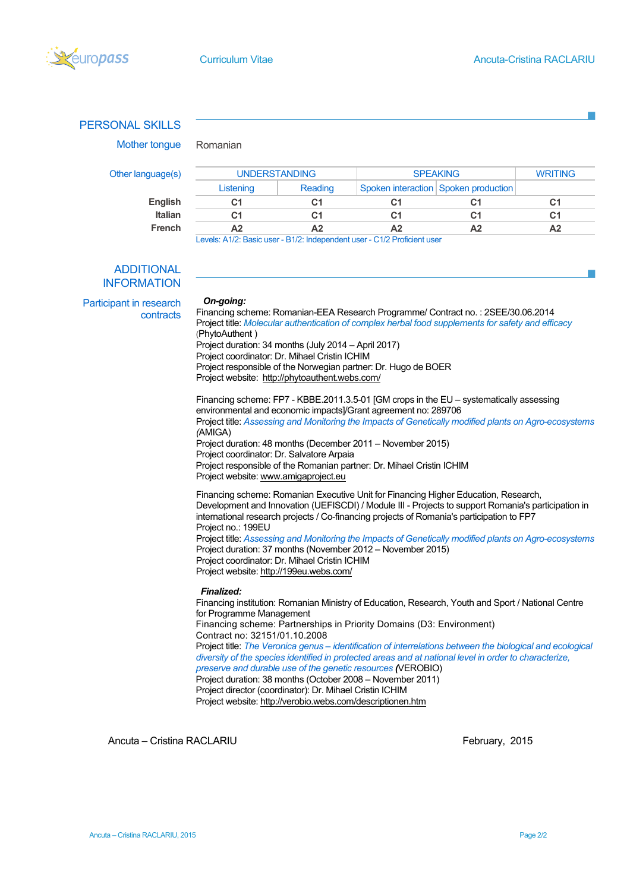## PERSONAL SKILLS

**Mother tongue** Romanian

**Other language(s)**

| | UNDERSTANDING | | SPEAKING | | WRITING |
|---|---|---|---|---|---|
| | Listening | Reading | Spoken interaction | Spoken production | |
| **English** | C1 | C1 | C1 | C1 | C1 |
| **Italian** | C1 | C1 | C1 | C1 | C1 |
| **French** | A2 | A2 | A2 | A2 | A2 |

Levels: A1/2: Basic user - B1/2: Independent user - C1/2 Proficient user

## ADDITIONAL INFORMATION

**Participant in research contracts**

***On-going:***

Financing scheme: Romanian-EEA Research Programme/ Contract no. : 2SEE/30.06.2014
Project title: *Molecular authentication of complex herbal food supplements for safety and efficacy* (PhytoAuthent )
Project duration: 34 months (July 2014 – April 2017)
Project coordinator: Dr. Mihael Cristin ICHIM
Project responsible of the Norwegian partner: Dr. Hugo de BOER
Project website: http://phytoauthent.webs.com/

Financing scheme: FP7 - KBBE.2011.3.5-01 [GM crops in the EU – systematically assessing environmental and economic impacts]/Grant agreement no: 289706
Project title: *Assessing and Monitoring the Impacts of Genetically modified plants on Agro-ecosystems* (AMIGA)
Project duration: 48 months (December 2011 – November 2015)
Project coordinator: Dr. Salvatore Arpaia
Project responsible of the Romanian partner: Dr. Mihael Cristin ICHIM
Project website: www.amigaproject.eu

Financing scheme: Romanian Executive Unit for Financing Higher Education, Research, Development and Innovation (UEFISCDI) / Module III - Projects to support Romania's participation in international research projects / Co-financing projects of Romania's participation to FP7
Project no.: 199EU
Project title: *Assessing and Monitoring the Impacts of Genetically modified plants on Agro-ecosystems*
Project duration: 37 months (November 2012 – November 2015)
Project coordinator: Dr. Mihael Cristin ICHIM
Project website: http://199eu.webs.com/

***Finalized:***

Financing institution: Romanian Ministry of Education, Research, Youth and Sport / National Centre for Programme Management
Financing scheme: Partnerships in Priority Domains (D3: Environment)
Contract no: 32151/01.10.2008
Project title: *The Veronica genus – identification of interrelations between the biological and ecological diversity of the species identified in protected areas and at national level in order to characterize, preserve and durable use of the genetic resources* (VEROBIO)
Project duration: 38 months (October 2008 – November 2011)
Project director (coordinator): Dr. Mihael Cristin ICHIM
Project website: http://verobio.webs.com/descriptionen.htm

Ancuta – Cristina RACLARIU February, 2015